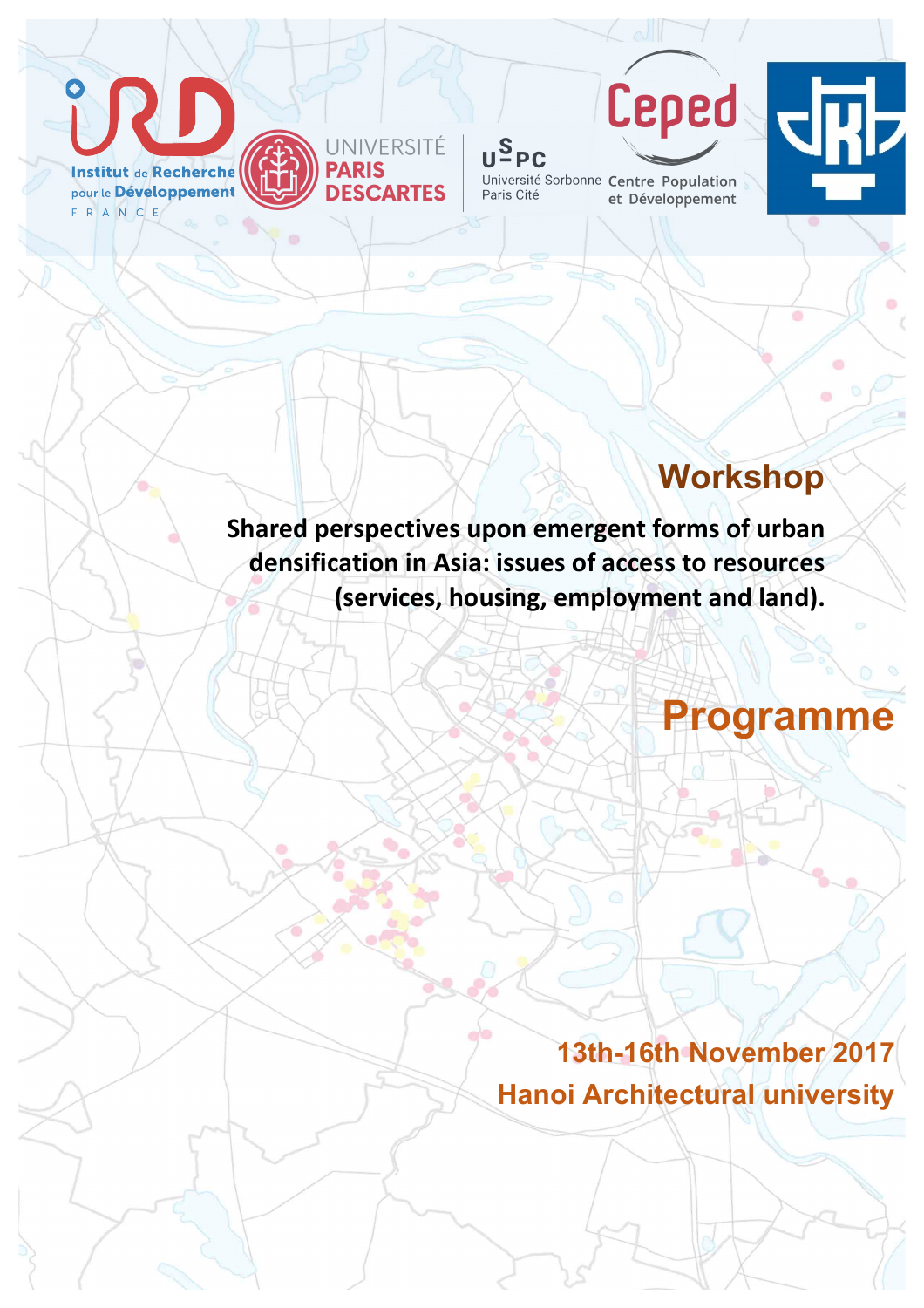Institut de Recherche pour le Développement FRANCE

UNIVERSITÉ PARIS DESCARTES

USPC Université Sorbonne Paris Cité

Ceped Centre Population et Développement

## Workshop

**Shared perspectives upon emergent forms of urban densification in Asia: issues of access to resources (services, housing, employment and land).**

# Programme

**13th-16th November 2017**

**Hanoi Architectural university**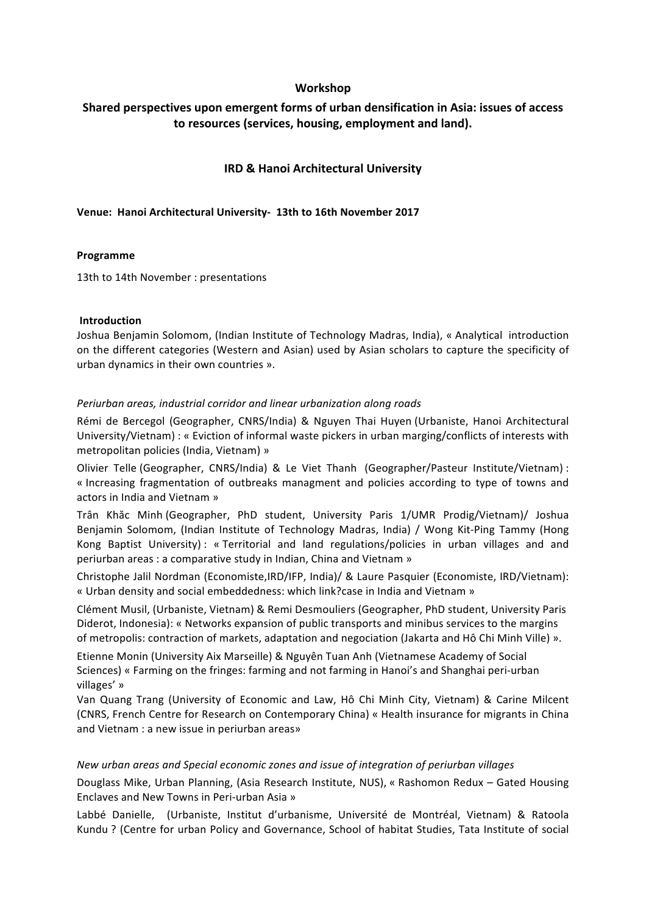**Workshop**

**Shared perspectives upon emergent forms of urban densification in Asia: issues of access to resources (services, housing, employment and land).**

**IRD & Hanoi Architectural University**

**Venue: Hanoi Architectural University- 13th to 16th November 2017**

**Programme**

13th to 14th November : presentations

**Introduction**

Joshua Benjamin Solomom, (Indian Institute of Technology Madras, India), « Analytical introduction on the different categories (Western and Asian) used by Asian scholars to capture the specificity of urban dynamics in their own countries ».

*Periurban areas, industrial corridor and linear urbanization along roads*

Rémi de Bercegol (Geographer, CNRS/India) & Nguyen Thai Huyen (Urbaniste, Hanoi Architectural University/Vietnam) : « Eviction of informal waste pickers in urban marging/conflicts of interests with metropolitan policies (India, Vietnam) »

Olivier Telle (Geographer, CNRS/India) & Le Viet Thanh (Geographer/Pasteur Institute/Vietnam) : « Increasing fragmentation of outbreaks managment and policies according to type of towns and actors in India and Vietnam »

Trân Khăc Minh (Geographer, PhD student, University Paris 1/UMR Prodig/Vietnam)/ Joshua Benjamin Solomom, (Indian Institute of Technology Madras, India) / Wong Kit-Ping Tammy (Hong Kong Baptist University) : « Territorial and land regulations/policies in urban villages and periurban areas : a comparative study in Indian, China and Vietnam »

Christophe Jalil Nordman (Economiste,IRD/IFP, India)/ & Laure Pasquier (Economiste, IRD/Vietnam): « Urban density and social embeddedness: which link?case in India and Vietnam »

Clément Musil, (Urbaniste, Vietnam) & Remi Desmouliers (Geographer, PhD student, University Paris Diderot, Indonesia): « Networks expansion of public transports and minibus services to the margins of metropolis: contraction of markets, adaptation and negociation (Jakarta and Hô Chi Minh Ville) ».

Etienne Monin (University Aix Marseille) & Nguyên Tuan Anh (Vietnamese Academy of Social Sciences) « Farming on the fringes: farming and not farming in Hanoi's and Shanghai peri-urban villages' »

Van Quang Trang (University of Economic and Law, Hô Chi Minh City, Vietnam) & Carine Milcent (CNRS, French Centre for Research on Contemporary China) « Health insurance for migrants in China and Vietnam : a new issue in periurban areas»

*New urban areas and Special economic zones and issue of integration of periurban villages*

Douglass Mike, Urban Planning, (Asia Research Institute, NUS), « Rashomon Redux – Gated Housing Enclaves and New Towns in Peri-urban Asia »

Labbé Danielle, (Urbaniste, Institut d'urbanisme, Université de Montréal, Vietnam) & Ratoola Kundu ? (Centre for urban Policy and Governance, School of habitat Studies, Tata Institute of social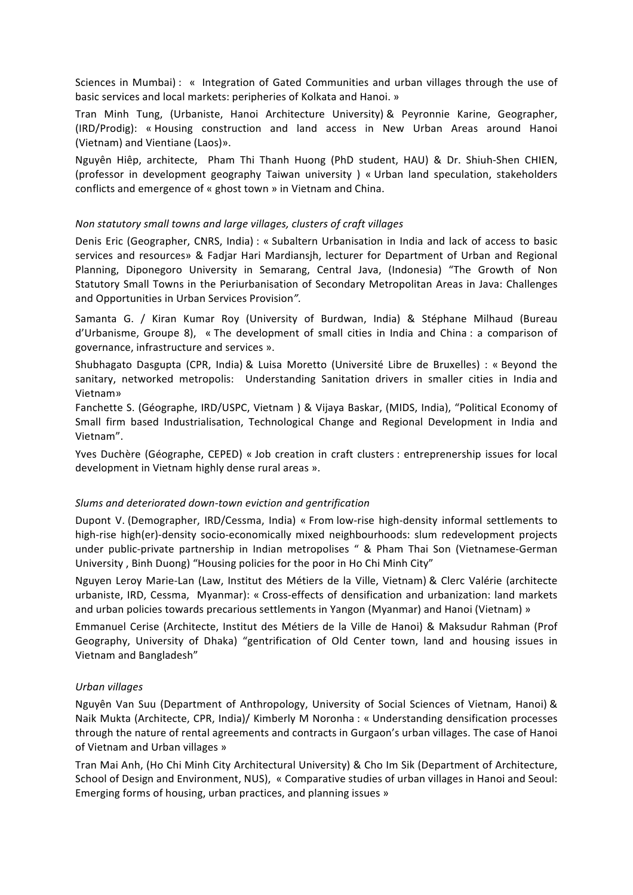Sciences in Mumbai) : « Integration of Gated Communities and urban villages through the use of basic services and local markets: peripheries of Kolkata and Hanoi. »

Tran Minh Tung, (Urbaniste, Hanoi Architecture University) & Peyronnie Karine, Geographer, (IRD/Prodig): « Housing construction and land access in New Urban Areas around Hanoi (Vietnam) and Vientiane (Laos)».

Nguyên Hiêp, architecte, Pham Thi Thanh Huong (PhD student, HAU) & Dr. Shiuh-Shen CHIEN, (professor in development geography Taiwan university ) « Urban land speculation, stakeholders conflicts and emergence of « ghost town » in Vietnam and China.

*Non statutory small towns and large villages, clusters of craft villages*

Denis Eric (Geographer, CNRS, India) : « Subaltern Urbanisation in India and lack of access to basic services and resources» & Fadjar Hari Mardiansjh, lecturer for Department of Urban and Regional Planning, Diponegoro University in Semarang, Central Java, (Indonesia) "The Growth of Non Statutory Small Towns in the Periurbanisation of Secondary Metropolitan Areas in Java: Challenges and Opportunities in Urban Services Provision*".*

Samanta G. / Kiran Kumar Roy (University of Burdwan, India) & Stéphane Milhaud (Bureau d'Urbanisme, Groupe 8), « The development of small cities in India and China : a comparison of governance, infrastructure and services ».

Shubhagato Dasgupta (CPR, India) & Luisa Moretto (Université Libre de Bruxelles) : « Beyond the sanitary, networked metropolis: Understanding Sanitation drivers in smaller cities in India and Vietnam»

Fanchette S. (Géographe, IRD/USPC, Vietnam ) & Vijaya Baskar, (MIDS, India), "Political Economy of Small firm based Industrialisation, Technological Change and Regional Development in India and Vietnam".

Yves Duchère (Géographe, CEPED) « Job creation in craft clusters : entreprenership issues for local development in Vietnam highly dense rural areas ».

*Slums and deteriorated down-town eviction and gentrification*

Dupont V. (Demographer, IRD/Cessma, India) « From low-rise high-density informal settlements to high-rise high(er)-density socio-economically mixed neighbourhoods: slum redevelopment projects under public-private partnership in Indian metropolises " & Pham Thai Son (Vietnamese-German University , Binh Duong) "Housing policies for the poor in Ho Chi Minh City"

Nguyen Leroy Marie-Lan (Law, Institut des Métiers de la Ville, Vietnam) & Clerc Valérie (architecte urbaniste, IRD, Cessma, Myanmar): « Cross-effects of densification and urbanization: land markets and urban policies towards precarious settlements in Yangon (Myanmar) and Hanoi (Vietnam) »

Emmanuel Cerise (Architecte, Institut des Métiers de la Ville de Hanoi) & Maksudur Rahman (Prof Geography, University of Dhaka) "gentrification of Old Center town, land and housing issues in Vietnam and Bangladesh"

*Urban villages*

Nguyên Van Suu (Department of Anthropology, University of Social Sciences of Vietnam, Hanoi) & Naik Mukta (Architecte, CPR, India)/ Kimberly M Noronha : « Understanding densification processes through the nature of rental agreements and contracts in Gurgaon's urban villages. The case of Hanoi of Vietnam and Urban villages »

Tran Mai Anh, (Ho Chi Minh City Architectural University) & Cho Im Sik (Department of Architecture, School of Design and Environment, NUS), « Comparative studies of urban villages in Hanoi and Seoul: Emerging forms of housing, urban practices, and planning issues »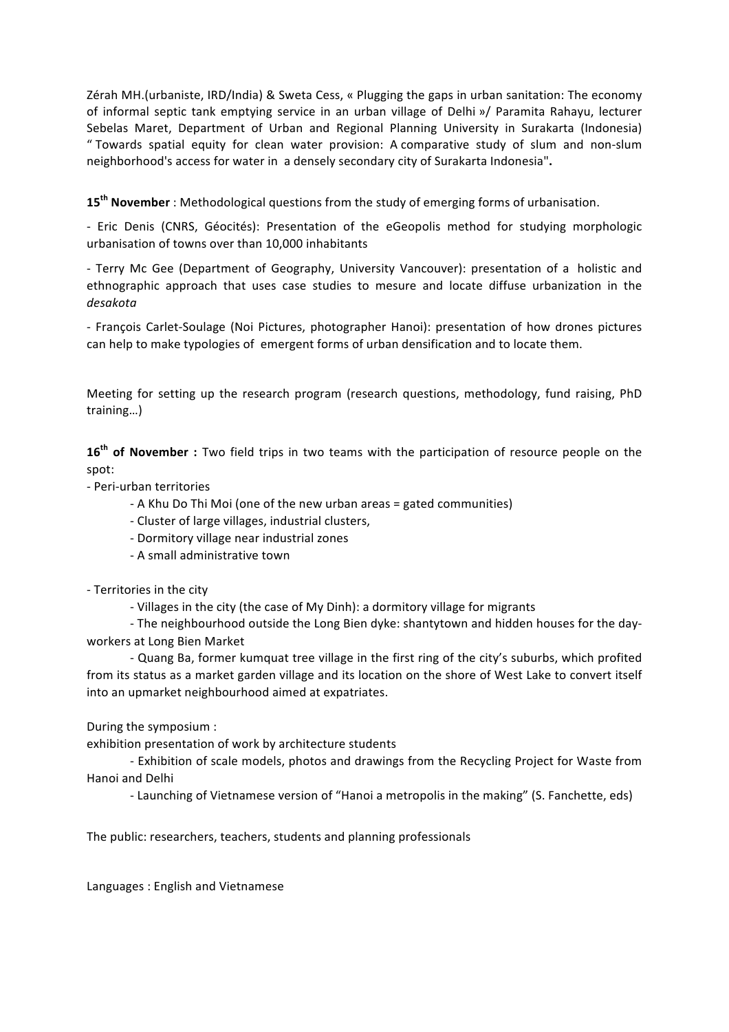Zérah MH.(urbaniste, IRD/India) & Sweta Cess, « Plugging the gaps in urban sanitation: The economy of informal septic tank emptying service in an urban village of Delhi »/ Paramita Rahayu, lecturer Sebelas Maret, Department of Urban and Regional Planning University in Surakarta (Indonesia) " Towards spatial equity for clean water provision: A comparative study of slum and non-slum neighborhood's access for water in a densely secondary city of Surakarta Indonesia"**.**

**15th November** : Methodological questions from the study of emerging forms of urbanisation.

- Eric Denis (CNRS, Géocités): Presentation of the eGeopolis method for studying morphologic urbanisation of towns over than 10,000 inhabitants
- Terry Mc Gee (Department of Geography, University Vancouver): presentation of a holistic and ethnographic approach that uses case studies to mesure and locate diffuse urbanization in the *desakota*
- François Carlet-Soulage (Noi Pictures, photographer Hanoi): presentation of how drones pictures can help to make typologies of emergent forms of urban densification and to locate them.

Meeting for setting up the research program (research questions, methodology, fund raising, PhD training…)

**16th of November :** Two field trips in two teams with the participation of resource people on the spot:

- Peri-urban territories
  - A Khu Do Thi Moi (one of the new urban areas = gated communities)
  - Cluster of large villages, industrial clusters,
  - Dormitory village near industrial zones
  - A small administrative town

- Territories in the city
  - Villages in the city (the case of My Dinh): a dormitory village for migrants
  - The neighbourhood outside the Long Bien dyke: shantytown and hidden houses for the day-workers at Long Bien Market
  - Quang Ba, former kumquat tree village in the first ring of the city's suburbs, which profited from its status as a market garden village and its location on the shore of West Lake to convert itself into an upmarket neighbourhood aimed at expatriates.

During the symposium :

exhibition presentation of work by architecture students

- Exhibition of scale models, photos and drawings from the Recycling Project for Waste from Hanoi and Delhi
- Launching of Vietnamese version of "Hanoi a metropolis in the making" (S. Fanchette, eds)

The public: researchers, teachers, students and planning professionals

Languages : English and Vietnamese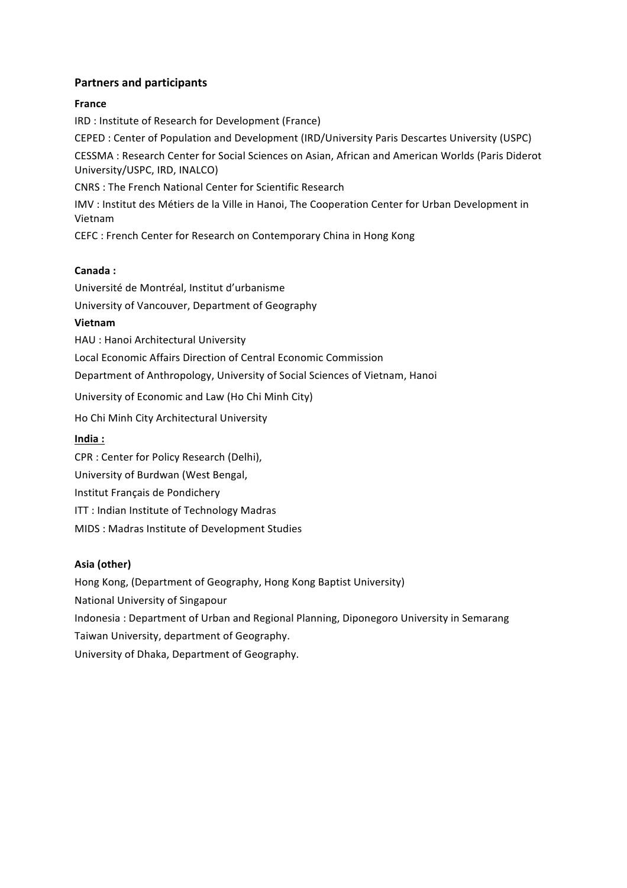## Partners and participants

**France**

IRD : Institute of Research for Development (France)

CEPED : Center of Population and Development (IRD/University Paris Descartes University (USPC)

CESSMA : Research Center for Social Sciences on Asian, African and American Worlds (Paris Diderot University/USPC, IRD, INALCO)

CNRS : The French National Center for Scientific Research

IMV : Institut des Métiers de la Ville in Hanoi, The Cooperation Center for Urban Development in Vietnam

CEFC : French Center for Research on Contemporary China in Hong Kong

**Canada :**

Université de Montréal, Institut d'urbanisme

University of Vancouver, Department of Geography

**Vietnam**

HAU : Hanoi Architectural University

Local Economic Affairs Direction of Central Economic Commission

Department of Anthropology, University of Social Sciences of Vietnam, Hanoi

University of Economic and Law (Ho Chi Minh City)

Ho Chi Minh City Architectural University

**India :**

CPR : Center for Policy Research (Delhi),

University of Burdwan (West Bengal,

Institut Français de Pondichery

ITT : Indian Institute of Technology Madras

MIDS : Madras Institute of Development Studies

**Asia (other)**

Hong Kong, (Department of Geography, Hong Kong Baptist University)

National University of Singapour

Indonesia : Department of Urban and Regional Planning, Diponegoro University in Semarang

Taiwan University, department of Geography.

University of Dhaka, Department of Geography.